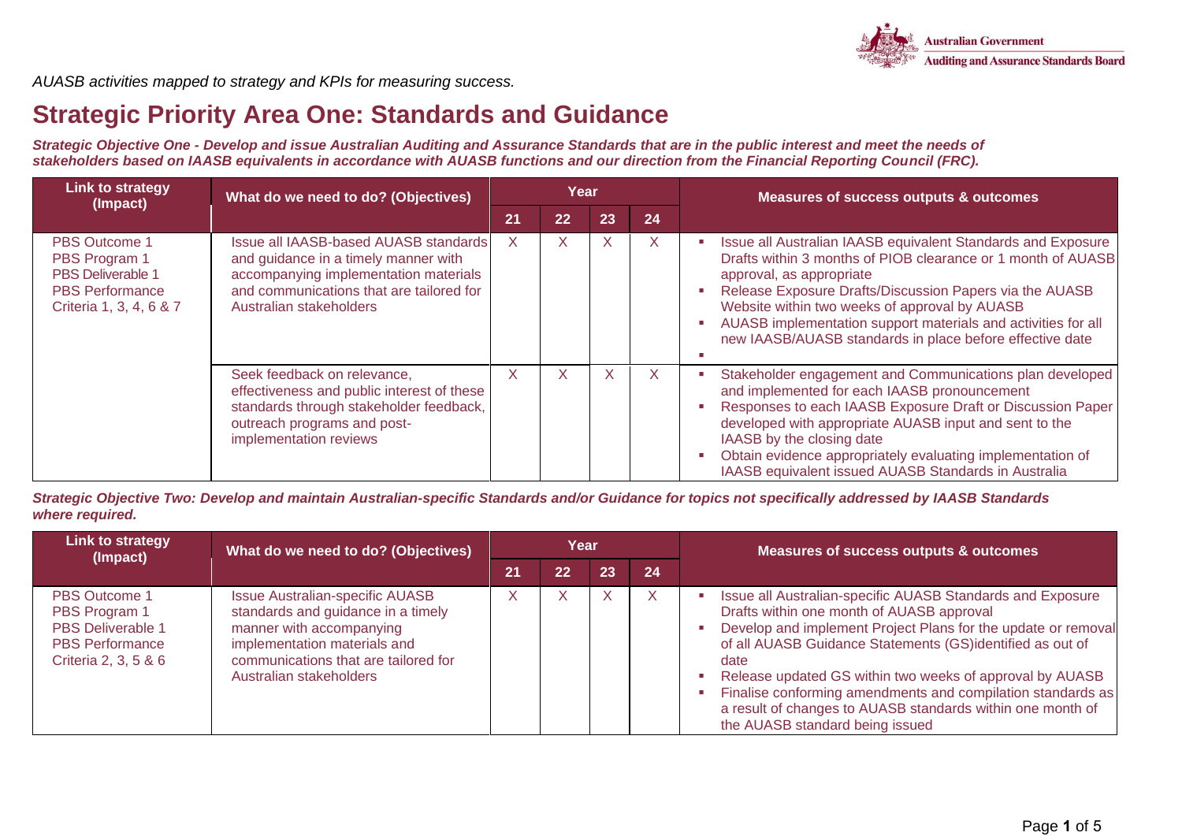*AUASB activities mapped to strategy and KPIs for measuring success.*

# Strategic Priority Area One: Standards and Guidance

***Strategic Objective One - Develop and issue Australian Auditing and Assurance Standards that are in the public interest and meet the needs of stakeholders based on IAASB equivalents in accordance with AUASB functions and our direction from the Financial Reporting Council (FRC).***

| Link to strategy (Impact) | What do we need to do? (Objectives) | Year | | | | Measures of success outputs & outcomes |
|---|---|---|---|---|---|---|
| | | 21 | 22 | 23 | 24 | |
| PBS Outcome 1<br>PBS Program 1<br>PBS Deliverable 1<br>PBS Performance Criteria 1, 3, 4, 6 & 7 | Issue all IAASB-based AUASB standards and guidance in a timely manner with accompanying implementation materials and communications that are tailored for Australian stakeholders | X | X | X | X | ▪ Issue all Australian IAASB equivalent Standards and Exposure Drafts within 3 months of PIOB clearance or 1 month of AUASB approval, as appropriate<br>▪ Release Exposure Drafts/Discussion Papers via the AUASB Website within two weeks of approval by AUASB<br>▪ AUASB implementation support materials and activities for all new IAASB/AUASB standards in place before effective date<br>▪ |
| | Seek feedback on relevance, effectiveness and public interest of these standards through stakeholder feedback, outreach programs and post-implementation reviews | X | X | X | X | ▪ Stakeholder engagement and Communications plan developed and implemented for each IAASB pronouncement<br>▪ Responses to each IAASB Exposure Draft or Discussion Paper developed with appropriate AUASB input and sent to the IAASB by the closing date<br>▪ Obtain evidence appropriately evaluating implementation of IAASB equivalent issued AUASB Standards in Australia |

***Strategic Objective Two: Develop and maintain Australian-specific Standards and/or Guidance for topics not specifically addressed by IAASB Standards where required.***

| Link to strategy (Impact) | What do we need to do? (Objectives) | Year | | | | Measures of success outputs & outcomes |
|---|---|---|---|---|---|---|
| | | 21 | 22 | 23 | 24 | |
| PBS Outcome 1<br>PBS Program 1<br>PBS Deliverable 1<br>PBS Performance Criteria 2, 3, 5 & 6 | Issue Australian-specific AUASB standards and guidance in a timely manner with accompanying implementation materials and communications that are tailored for Australian stakeholders | X | X | X | X | ▪ Issue all Australian-specific AUASB Standards and Exposure Drafts within one month of AUASB approval<br>▪ Develop and implement Project Plans for the update or removal of all AUASB Guidance Statements (GS)identified as out of date<br>▪ Release updated GS within two weeks of approval by AUASB<br>▪ Finalise conforming amendments and compilation standards as a result of changes to AUASB standards within one month of the AUASB standard being issued |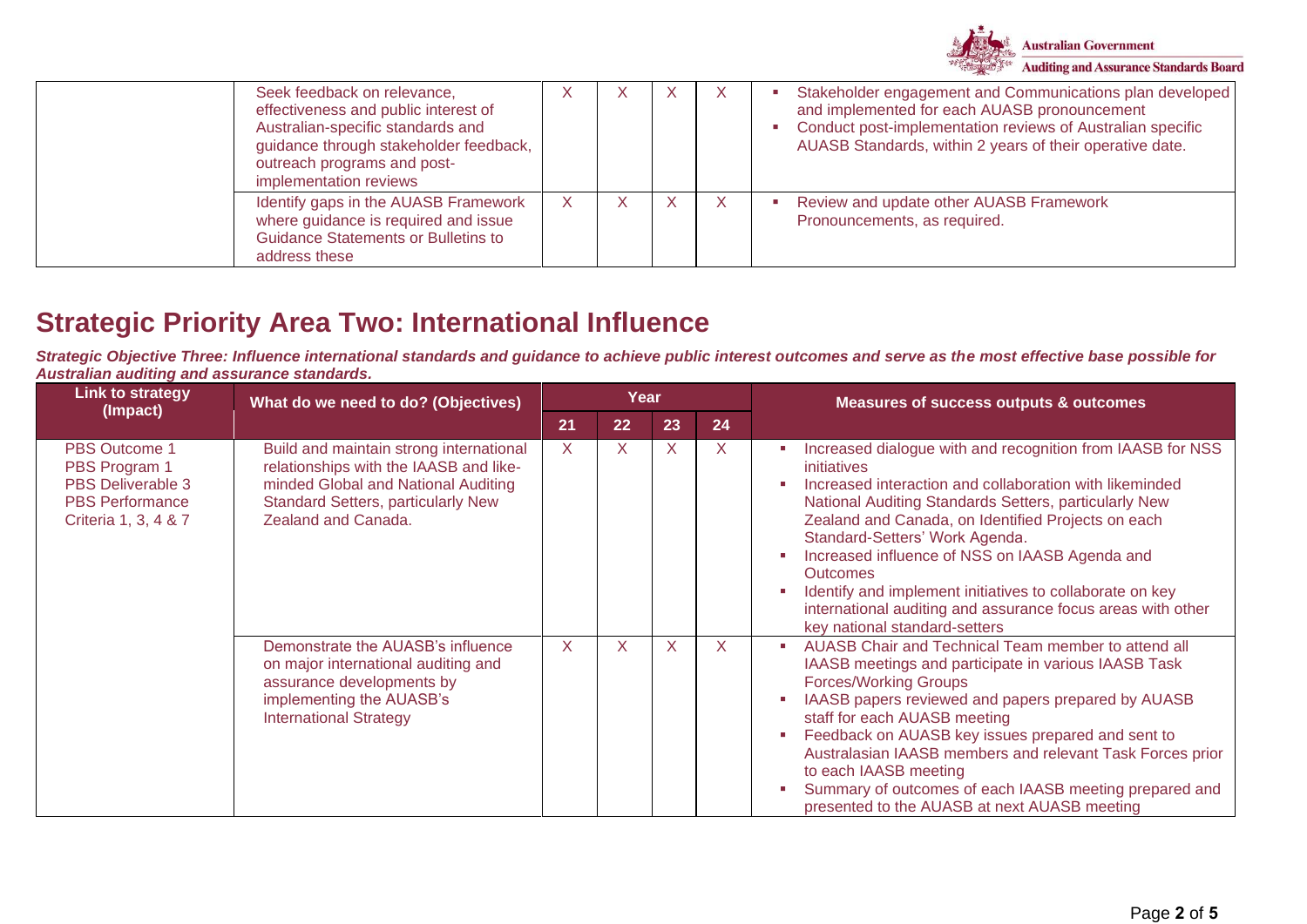| | | | | | | |
|---|---|---|---|---|---|---|
| | Seek feedback on relevance, effectiveness and public interest of Australian-specific standards and guidance through stakeholder feedback, outreach programs and post-implementation reviews | X | X | X | X | ▪ Stakeholder engagement and Communications plan developed and implemented for each AUASB pronouncement<br>▪ Conduct post-implementation reviews of Australian specific AUASB Standards, within 2 years of their operative date. |
| | Identify gaps in the AUASB Framework where guidance is required and issue Guidance Statements or Bulletins to address these | X | X | X | X | ▪ Review and update other AUASB Framework Pronouncements, as required. |

## Strategic Priority Area Two: International Influence

***Strategic Objective Three: Influence international standards and guidance to achieve public interest outcomes and serve as the most effective base possible for Australian auditing and assurance standards.***

| Link to strategy (Impact) | What do we need to do? (Objectives) | Year | | | | Measures of success outputs & outcomes |
|---|---|---|---|---|---|---|
| | | 21 | 22 | 23 | 24 | |
| PBS Outcome 1<br>PBS Program 1<br>PBS Deliverable 3<br>PBS Performance Criteria 1, 3, 4 & 7 | Build and maintain strong international relationships with the IAASB and like-minded Global and National Auditing Standard Setters, particularly New Zealand and Canada. | X | X | X | X | ▪ Increased dialogue with and recognition from IAASB for NSS initiatives<br>▪ Increased interaction and collaboration with likeminded National Auditing Standards Setters, particularly New Zealand and Canada, on Identified Projects on each Standard-Setters' Work Agenda.<br>▪ Increased influence of NSS on IAASB Agenda and Outcomes<br>▪ Identify and implement initiatives to collaborate on key international auditing and assurance focus areas with other key national standard-setters |
| | Demonstrate the AUASB's influence on major international auditing and assurance developments by implementing the AUASB's International Strategy | X | X | X | X | ▪ AUASB Chair and Technical Team member to attend all IAASB meetings and participate in various IAASB Task Forces/Working Groups<br>▪ IAASB papers reviewed and papers prepared by AUASB staff for each AUASB meeting<br>▪ Feedback on AUASB key issues prepared and sent to Australasian IAASB members and relevant Task Forces prior to each IAASB meeting<br>▪ Summary of outcomes of each IAASB meeting prepared and presented to the AUASB at next AUASB meeting |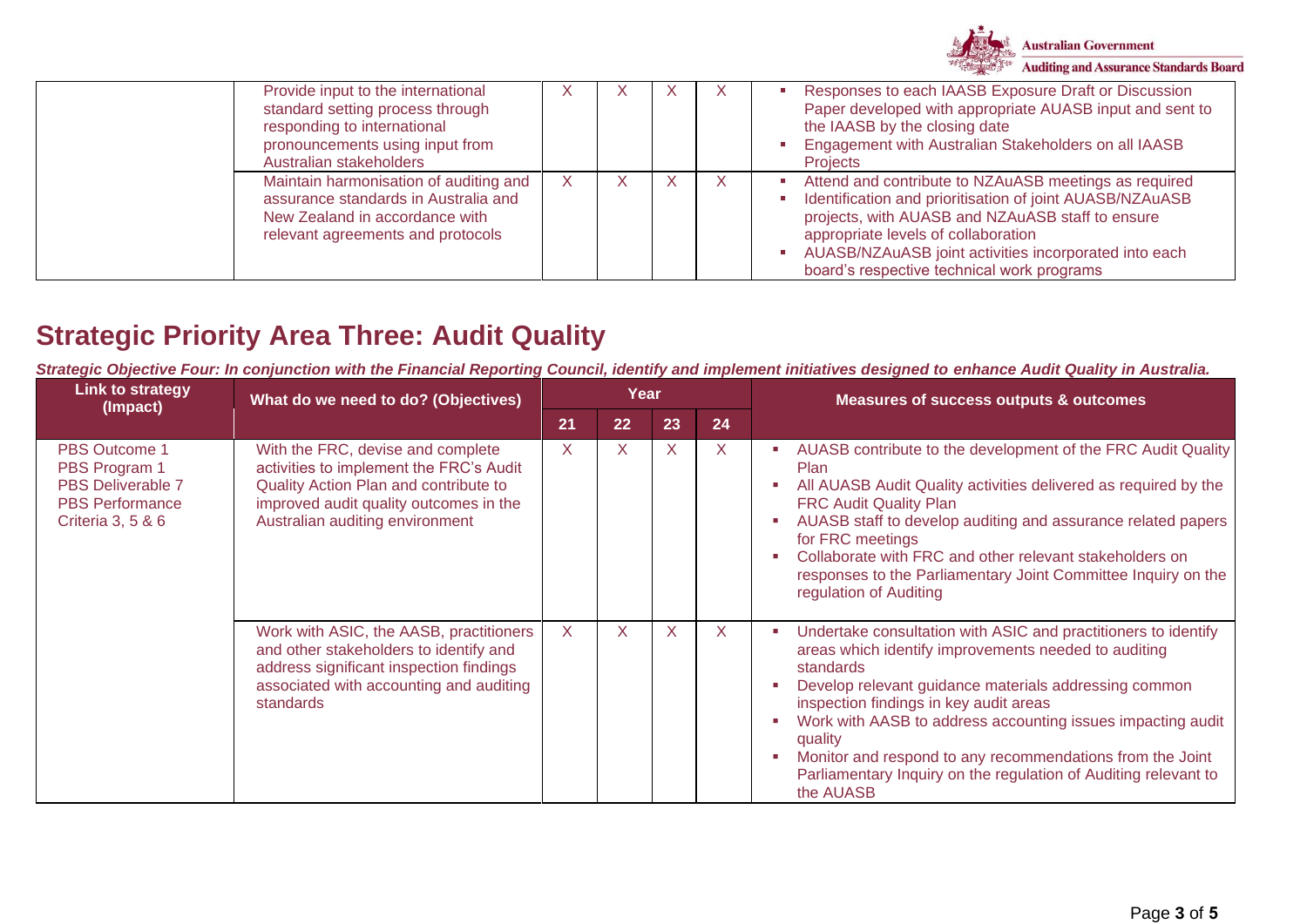| | | | | | | |
|---|---|---|---|---|---|---|
| | Provide input to the international standard setting process through responding to international pronouncements using input from Australian stakeholders | X | X | X | X | ▪ Responses to each IAASB Exposure Draft or Discussion Paper developed with appropriate AUASB input and sent to the IAASB by the closing date<br>▪ Engagement with Australian Stakeholders on all IAASB Projects |
| | Maintain harmonisation of auditing and assurance standards in Australia and New Zealand in accordance with relevant agreements and protocols | X | X | X | X | ▪ Attend and contribute to NZAuASB meetings as required<br>▪ Identification and prioritisation of joint AUASB/NZAuASB projects, with AUASB and NZAuASB staff to ensure appropriate levels of collaboration<br>▪ AUASB/NZAuASB joint activities incorporated into each board's respective technical work programs |

## Strategic Priority Area Three: Audit Quality

***Strategic Objective Four: In conjunction with the Financial Reporting Council, identify and implement initiatives designed to enhance Audit Quality in Australia.***

| Link to strategy (Impact) | What do we need to do? (Objectives) | Year | | | | Measures of success outputs & outcomes |
|---|---|---|---|---|---|---|
| | | 21 | 22 | 23 | 24 | |
| PBS Outcome 1<br>PBS Program 1<br>PBS Deliverable 7<br>PBS Performance Criteria 3, 5 & 6 | With the FRC, devise and complete activities to implement the FRC's Audit Quality Action Plan and contribute to improved audit quality outcomes in the Australian auditing environment | X | X | X | X | ▪ AUASB contribute to the development of the FRC Audit Quality Plan<br>▪ All AUASB Audit Quality activities delivered as required by the FRC Audit Quality Plan<br>▪ AUASB staff to develop auditing and assurance related papers for FRC meetings<br>▪ Collaborate with FRC and other relevant stakeholders on responses to the Parliamentary Joint Committee Inquiry on the regulation of Auditing |
| | Work with ASIC, the AASB, practitioners and other stakeholders to identify and address significant inspection findings associated with accounting and auditing standards | X | X | X | X | ▪ Undertake consultation with ASIC and practitioners to identify areas which identify improvements needed to auditing standards<br>▪ Develop relevant guidance materials addressing common inspection findings in key audit areas<br>▪ Work with AASB to address accounting issues impacting audit quality<br>▪ Monitor and respond to any recommendations from the Joint Parliamentary Inquiry on the regulation of Auditing relevant to the AUASB |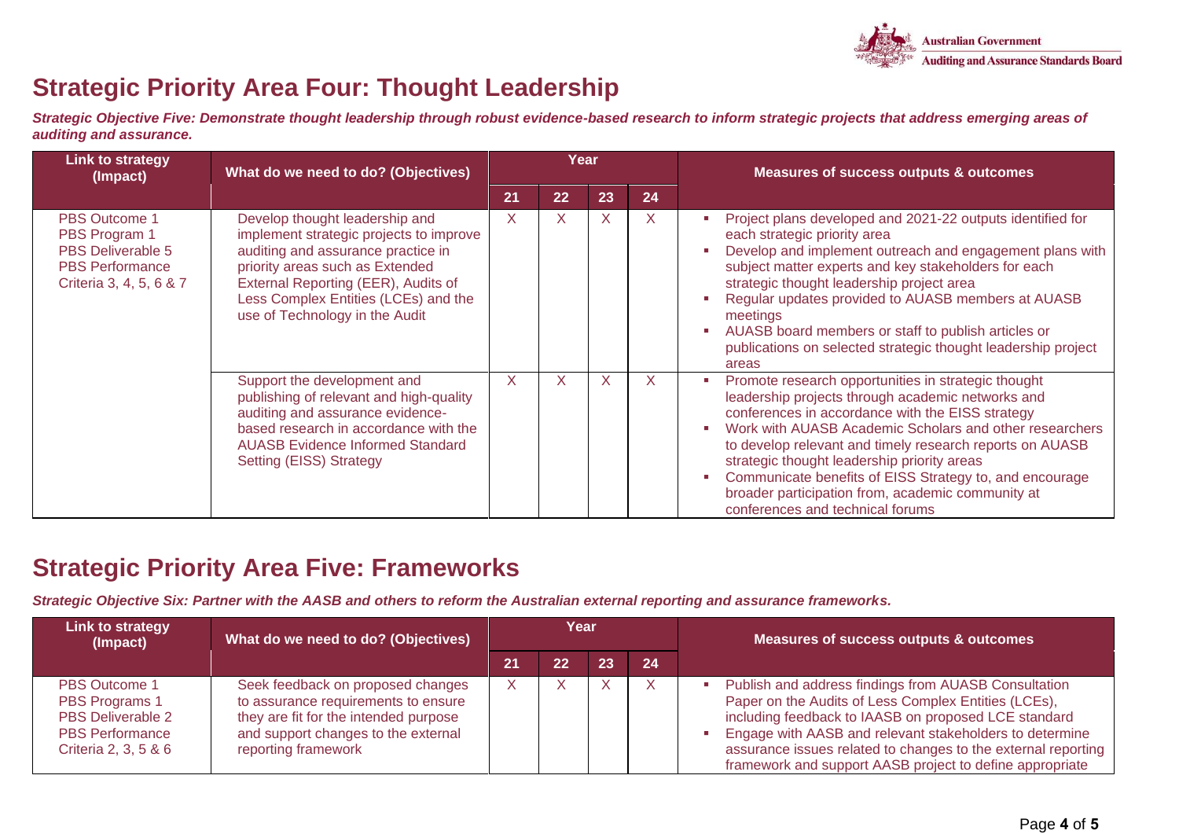## Strategic Priority Area Four: Thought Leadership

***Strategic Objective Five: Demonstrate thought leadership through robust evidence-based research to inform strategic projects that address emerging areas of auditing and assurance.***

| Link to strategy (Impact) | What do we need to do? (Objectives) | Year | | | | Measures of success outputs & outcomes |
|---|---|---|---|---|---|---|
| | | 21 | 22 | 23 | 24 | |
| PBS Outcome 1<br>PBS Program 1<br>PBS Deliverable 5<br>PBS Performance Criteria 3, 4, 5, 6 & 7 | Develop thought leadership and implement strategic projects to improve auditing and assurance practice in priority areas such as Extended External Reporting (EER), Audits of Less Complex Entities (LCEs) and the use of Technology in the Audit | X | X | X | X | ▪ Project plans developed and 2021-22 outputs identified for each strategic priority area<br>▪ Develop and implement outreach and engagement plans with subject matter experts and key stakeholders for each strategic thought leadership project area<br>▪ Regular updates provided to AUASB members at AUASB meetings<br>▪ AUASB board members or staff to publish articles or publications on selected strategic thought leadership project areas |
| | Support the development and publishing of relevant and high-quality auditing and assurance evidence-based research in accordance with the AUASB Evidence Informed Standard Setting (EISS) Strategy | X | X | X | X | ▪ Promote research opportunities in strategic thought leadership projects through academic networks and conferences in accordance with the EISS strategy<br>▪ Work with AUASB Academic Scholars and other researchers to develop relevant and timely research reports on AUASB strategic thought leadership priority areas<br>▪ Communicate benefits of EISS Strategy to, and encourage broader participation from, academic community at conferences and technical forums |

## Strategic Priority Area Five: Frameworks

***Strategic Objective Six: Partner with the AASB and others to reform the Australian external reporting and assurance frameworks.***

| Link to strategy (Impact) | What do we need to do? (Objectives) | Year | | | | Measures of success outputs & outcomes |
|---|---|---|---|---|---|---|
| | | 21 | 22 | 23 | 24 | |
| PBS Outcome 1<br>PBS Programs 1<br>PBS Deliverable 2<br>PBS Performance Criteria 2, 3, 5 & 6 | Seek feedback on proposed changes to assurance requirements to ensure they are fit for the intended purpose and support changes to the external reporting framework | X | X | X | X | ▪ Publish and address findings from AUASB Consultation Paper on the Audits of Less Complex Entities (LCEs), including feedback to IAASB on proposed LCE standard<br>▪ Engage with AASB and relevant stakeholders to determine assurance issues related to changes to the external reporting framework and support AASB project to define appropriate |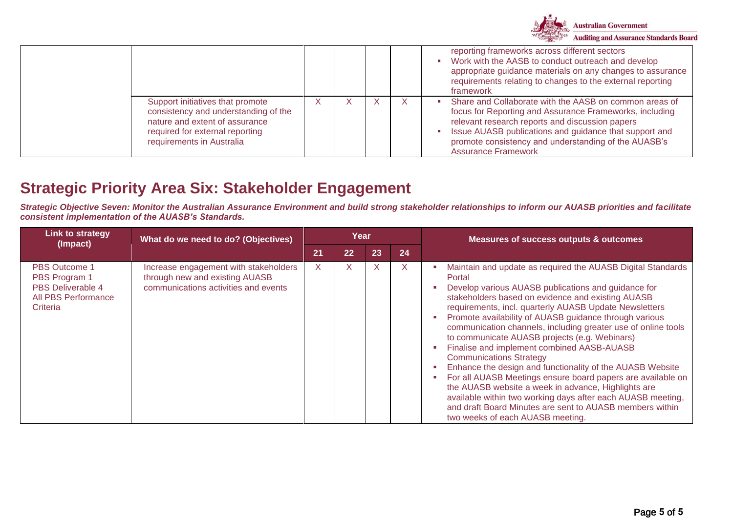| Link to strategy (Impact) | What do we need to do? (Objectives) | Year 21 | Year 22 | Year 23 | Year 24 | Measures of success outputs & outcomes |
|---|---|---|---|---|---|---|
| | | | | | | reporting frameworks across different sectors<br>▪ Work with the AASB to conduct outreach and develop appropriate guidance materials on any changes to assurance requirements relating to changes to the external reporting framework |
| | Support initiatives that promote consistency and understanding of the nature and extent of assurance required for external reporting requirements in Australia | X | X | X | X | ▪ Share and Collaborate with the AASB on common areas of focus for Reporting and Assurance Frameworks, including relevant research reports and discussion papers<br>▪ Issue AUASB publications and guidance that support and promote consistency and understanding of the AUASB's Assurance Framework |

## Strategic Priority Area Six: Stakeholder Engagement

***Strategic Objective Seven: Monitor the Australian Assurance Environment and build strong stakeholder relationships to inform our AUASB priorities and facilitate consistent implementation of the AUASB's Standards.***

| Link to strategy (Impact) | What do we need to do? (Objectives) | Year | | | | Measures of success outputs & outcomes |
|---|---|---|---|---|---|---|
| | | 21 | 22 | 23 | 24 | |
| PBS Outcome 1<br>PBS Program 1<br>PBS Deliverable 4<br>All PBS Performance Criteria | Increase engagement with stakeholders through new and existing AUASB communications activities and events | X | X | X | X | ▪ Maintain and update as required the AUASB Digital Standards Portal<br>▪ Develop various AUASB publications and guidance for stakeholders based on evidence and existing AUASB requirements, incl. quarterly AUASB Update Newsletters<br>▪ Promote availability of AUASB guidance through various communication channels, including greater use of online tools to communicate AUASB projects (e.g. Webinars)<br>▪ Finalise and implement combined AASB-AUASB Communications Strategy<br>▪ Enhance the design and functionality of the AUASB Website<br>▪ For all AUASB Meetings ensure board papers are available on the AUASB website a week in advance, Highlights are available within two working days after each AUASB meeting, and draft Board Minutes are sent to AUASB members within two weeks of each AUASB meeting. |